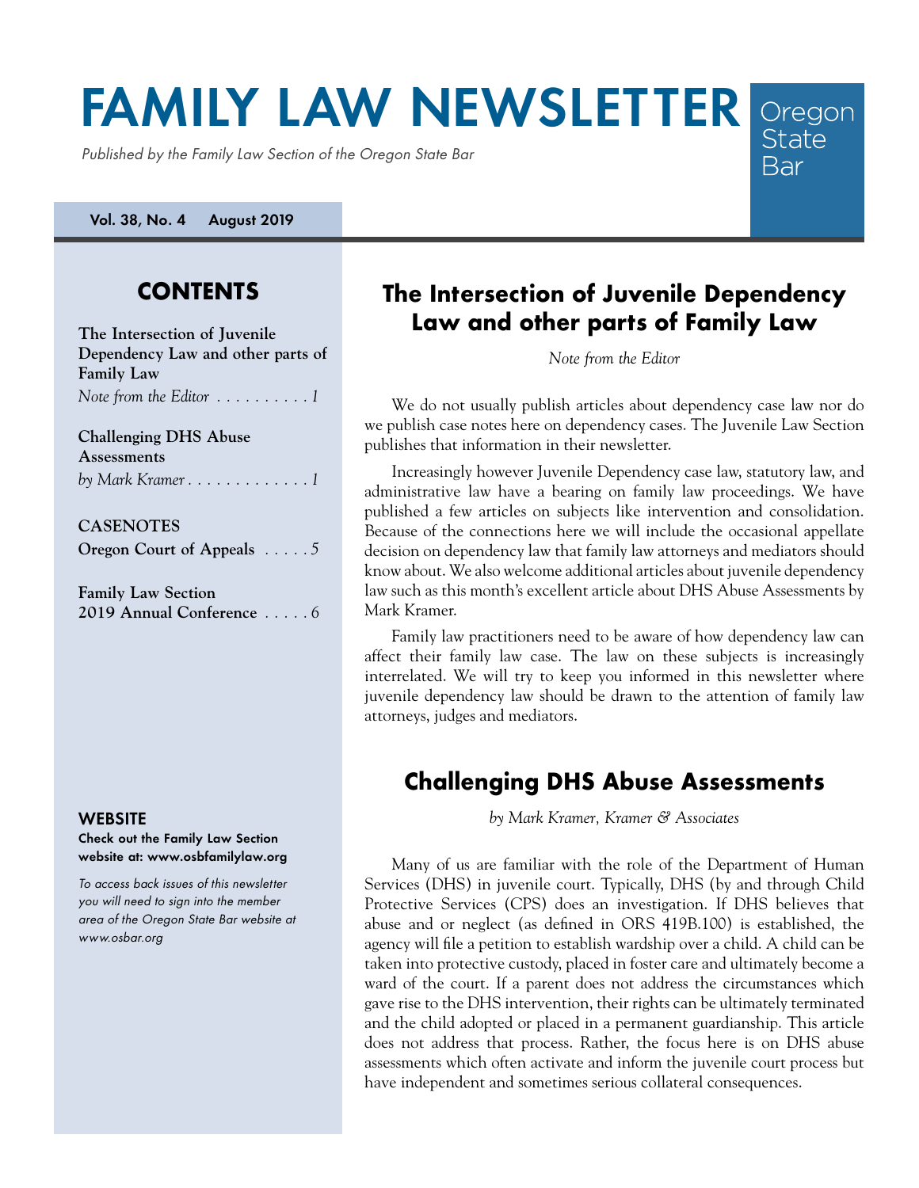# FAMILY LAW NEWSLETTER

*Published by the Family Law Section of the Oregon State Bar*

Oregon State Bar

**Vol. 38, No. 4 August 2019**

## CONTENTS

**The Intersection of Juvenile Dependency Law and other parts of Family Law**
*Note from the Editor* . . . . . . . . . . 1

**Challenging DHS Abuse Assessments**
*by Mark Kramer* . . . . . . . . . . . . . 1

**CASENOTES**
**Oregon Court of Appeals** . . . . . 5

**Family Law Section 2019 Annual Conference** . . . . . 6

**WEBSITE**

**Check out the Family Law Section website at: www.osbfamilylaw.org**

*To access back issues of this newsletter you will need to sign into the member area of the Oregon State Bar website at www.osbar.org*

## The Intersection of Juvenile Dependency Law and other parts of Family Law

*Note from the Editor*

We do not usually publish articles about dependency case law nor do we publish case notes here on dependency cases. The Juvenile Law Section publishes that information in their newsletter.

Increasingly however Juvenile Dependency case law, statutory law, and administrative law have a bearing on family law proceedings. We have published a few articles on subjects like intervention and consolidation. Because of the connections here we will include the occasional appellate decision on dependency law that family law attorneys and mediators should know about. We also welcome additional articles about juvenile dependency law such as this month's excellent article about DHS Abuse Assessments by Mark Kramer.

Family law practitioners need to be aware of how dependency law can affect their family law case. The law on these subjects is increasingly interrelated. We will try to keep you informed in this newsletter where juvenile dependency law should be drawn to the attention of family law attorneys, judges and mediators.

## Challenging DHS Abuse Assessments

*by Mark Kramer, Kramer & Associates*

Many of us are familiar with the role of the Department of Human Services (DHS) in juvenile court. Typically, DHS (by and through Child Protective Services (CPS) does an investigation. If DHS believes that abuse and or neglect (as defined in ORS 419B.100) is established, the agency will file a petition to establish wardship over a child. A child can be taken into protective custody, placed in foster care and ultimately become a ward of the court. If a parent does not address the circumstances which gave rise to the DHS intervention, their rights can be ultimately terminated and the child adopted or placed in a permanent guardianship. This article does not address that process. Rather, the focus here is on DHS abuse assessments which often activate and inform the juvenile court process but have independent and sometimes serious collateral consequences.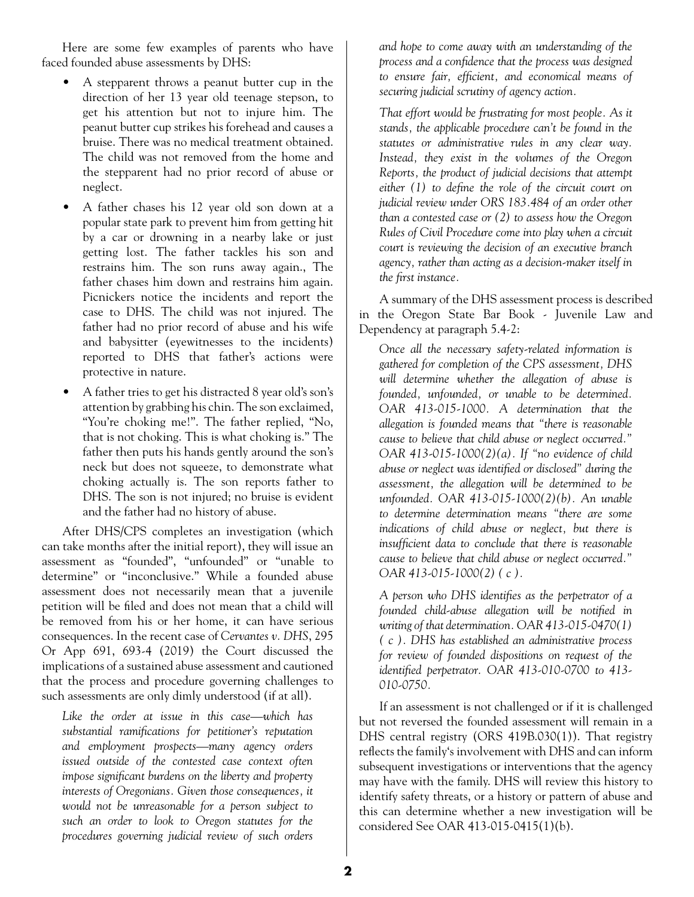Here are some few examples of parents who have faced founded abuse assessments by DHS:

- A stepparent throws a peanut butter cup in the direction of her 13 year old teenage stepson, to get his attention but not to injure him. The peanut butter cup strikes his forehead and causes a bruise. There was no medical treatment obtained. The child was not removed from the home and the stepparent had no prior record of abuse or neglect.
- A father chases his 12 year old son down at a popular state park to prevent him from getting hit by a car or drowning in a nearby lake or just getting lost. The father tackles his son and restrains him. The son runs away again., The father chases him down and restrains him again. Picnickers notice the incidents and report the case to DHS. The child was not injured. The father had no prior record of abuse and his wife and babysitter (eyewitnesses to the incidents) reported to DHS that father's actions were protective in nature.
- A father tries to get his distracted 8 year old's son's attention by grabbing his chin. The son exclaimed, "You're choking me!". The father replied, "No, that is not choking. This is what choking is." The father then puts his hands gently around the son's neck but does not squeeze, to demonstrate what choking actually is. The son reports father to DHS. The son is not injured; no bruise is evident and the father had no history of abuse.

After DHS/CPS completes an investigation (which can take months after the initial report), they will issue an assessment as "founded", "unfounded" or "unable to determine" or "inconclusive." While a founded abuse assessment does not necessarily mean that a juvenile petition will be filed and does not mean that a child will be removed from his or her home, it can have serious consequences. In the recent case of *Cervantes v. DHS*, 295 Or App 691, 693-4 (2019) the Court discussed the implications of a sustained abuse assessment and cautioned that the process and procedure governing challenges to such assessments are only dimly understood (if at all).

> *Like the order at issue in this case—which has substantial ramifications for petitioner's reputation and employment prospects—many agency orders issued outside of the contested case context often impose significant burdens on the liberty and property interests of Oregonians. Given those consequences, it would not be unreasonable for a person subject to such an order to look to Oregon statutes for the procedures governing judicial review of such orders and hope to come away with an understanding of the process and a confidence that the process was designed to ensure fair, efficient, and economical means of securing judicial scrutiny of agency action.*
>
> *That effort would be frustrating for most people. As it stands, the applicable procedure can't be found in the statutes or administrative rules in any clear way. Instead, they exist in the volumes of the Oregon Reports, the product of judicial decisions that attempt either (1) to define the role of the circuit court on judicial review under ORS 183.484 of an order other than a contested case or (2) to assess how the Oregon Rules of Civil Procedure come into play when a circuit court is reviewing the decision of an executive branch agency, rather than acting as a decision-maker itself in the first instance.*

A summary of the DHS assessment process is described in the Oregon State Bar Book - Juvenile Law and Dependency at paragraph 5.4-2:

> *Once all the necessary safety-related information is gathered for completion of the CPS assessment, DHS will determine whether the allegation of abuse is founded, unfounded, or unable to be determined. OAR 413-015-1000. A determination that the allegation is founded means that "there is reasonable cause to believe that child abuse or neglect occurred." OAR 413-015-1000(2)(a). If "no evidence of child abuse or neglect was identified or disclosed" during the assessment, the allegation will be determined to be unfounded. OAR 413-015-1000(2)(b). An unable to determine determination means "there are some indications of child abuse or neglect, but there is insufficient data to conclude that there is reasonable cause to believe that child abuse or neglect occurred." OAR 413-015-1000(2) ( c ).*
>
> *A person who DHS identifies as the perpetrator of a founded child-abuse allegation will be notified in writing of that determination. OAR 413-015-0470(1) ( c ). DHS has established an administrative process for review of founded dispositions on request of the identified perpetrator. OAR 413-010-0700 to 413-010-0750.*

If an assessment is not challenged or if it is challenged but not reversed the founded assessment will remain in a DHS central registry (ORS 419B.030(1)). That registry reflects the family's involvement with DHS and can inform subsequent investigations or interventions that the agency may have with the family. DHS will review this history to identify safety threats, or a history or pattern of abuse and this can determine whether a new investigation will be considered See OAR 413-015-0415(1)(b).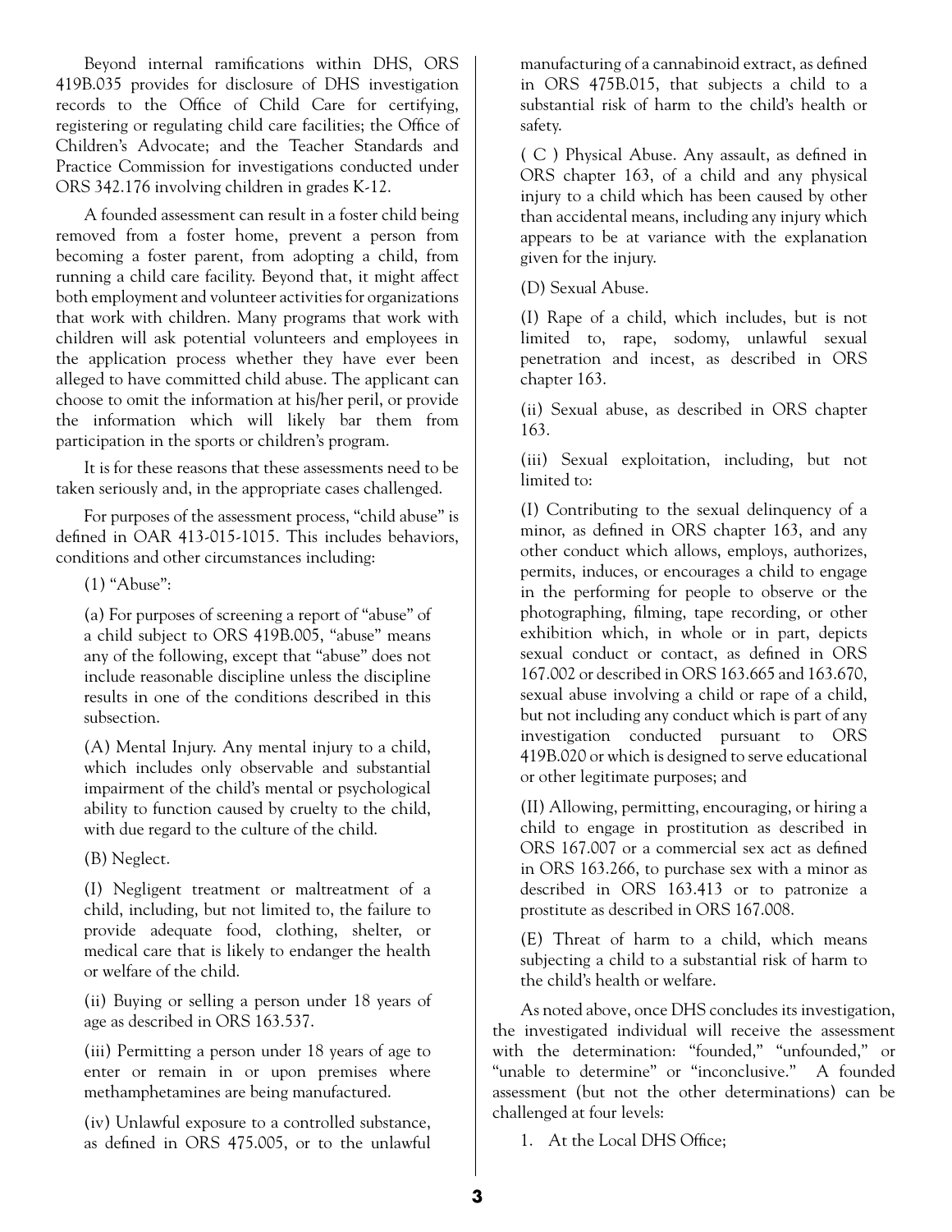Beyond internal ramifications within DHS, ORS 419B.035 provides for disclosure of DHS investigation records to the Office of Child Care for certifying, registering or regulating child care facilities; the Office of Children's Advocate; and the Teacher Standards and Practice Commission for investigations conducted under ORS 342.176 involving children in grades K-12.

A founded assessment can result in a foster child being removed from a foster home, prevent a person from becoming a foster parent, from adopting a child, from running a child care facility. Beyond that, it might affect both employment and volunteer activities for organizations that work with children. Many programs that work with children will ask potential volunteers and employees in the application process whether they have ever been alleged to have committed child abuse. The applicant can choose to omit the information at his/her peril, or provide the information which will likely bar them from participation in the sports or children's program.

It is for these reasons that these assessments need to be taken seriously and, in the appropriate cases challenged.

For purposes of the assessment process, "child abuse" is defined in OAR 413-015-1015. This includes behaviors, conditions and other circumstances including:

> (1) "Abuse":
>
> (a) For purposes of screening a report of "abuse" of a child subject to ORS 419B.005, "abuse" means any of the following, except that "abuse" does not include reasonable discipline unless the discipline results in one of the conditions described in this subsection.
>
> (A) Mental Injury. Any mental injury to a child, which includes only observable and substantial impairment of the child's mental or psychological ability to function caused by cruelty to the child, with due regard to the culture of the child.
>
> (B) Neglect.
>
> (I) Negligent treatment or maltreatment of a child, including, but not limited to, the failure to provide adequate food, clothing, shelter, or medical care that is likely to endanger the health or welfare of the child.
>
> (ii) Buying or selling a person under 18 years of age as described in ORS 163.537.
>
> (iii) Permitting a person under 18 years of age to enter or remain in or upon premises where methamphetamines are being manufactured.
>
> (iv) Unlawful exposure to a controlled substance, as defined in ORS 475.005, or to the unlawful manufacturing of a cannabinoid extract, as defined in ORS 475B.015, that subjects a child to a substantial risk of harm to the child's health or safety.
>
> ( C ) Physical Abuse. Any assault, as defined in ORS chapter 163, of a child and any physical injury to a child which has been caused by other than accidental means, including any injury which appears to be at variance with the explanation given for the injury.
>
> (D) Sexual Abuse.
>
> (I) Rape of a child, which includes, but is not limited to, rape, sodomy, unlawful sexual penetration and incest, as described in ORS chapter 163.
>
> (ii) Sexual abuse, as described in ORS chapter 163.
>
> (iii) Sexual exploitation, including, but not limited to:
>
> (I) Contributing to the sexual delinquency of a minor, as defined in ORS chapter 163, and any other conduct which allows, employs, authorizes, permits, induces, or encourages a child to engage in the performing for people to observe or the photographing, filming, tape recording, or other exhibition which, in whole or in part, depicts sexual conduct or contact, as defined in ORS 167.002 or described in ORS 163.665 and 163.670, sexual abuse involving a child or rape of a child, but not including any conduct which is part of any investigation conducted pursuant to ORS 419B.020 or which is designed to serve educational or other legitimate purposes; and
>
> (II) Allowing, permitting, encouraging, or hiring a child to engage in prostitution as described in ORS 167.007 or a commercial sex act as defined in ORS 163.266, to purchase sex with a minor as described in ORS 163.413 or to patronize a prostitute as described in ORS 167.008.
>
> (E) Threat of harm to a child, which means subjecting a child to a substantial risk of harm to the child's health or welfare.

As noted above, once DHS concludes its investigation, the investigated individual will receive the assessment with the determination: "founded," "unfounded," or "unable to determine" or "inconclusive." A founded assessment (but not the other determinations) can be challenged at four levels:

1. At the Local DHS Office;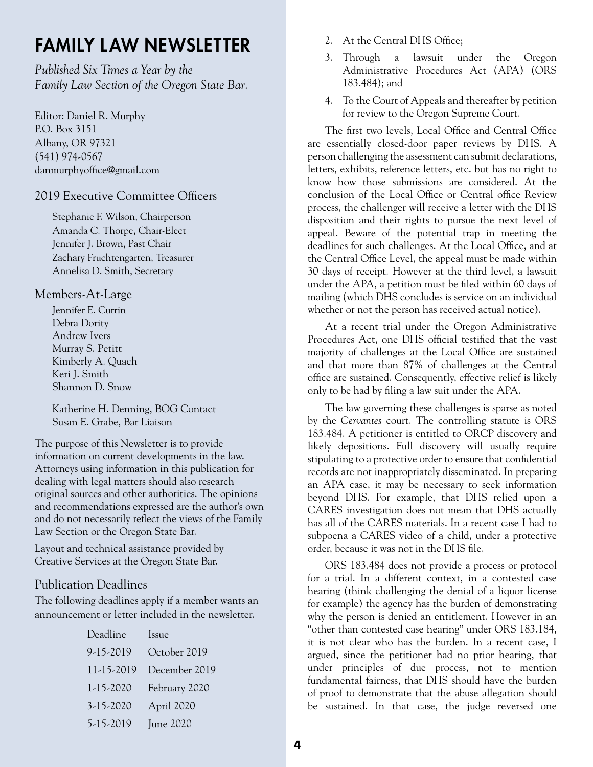# FAMILY LAW NEWSLETTER

*Published Six Times a Year by the Family Law Section of the Oregon State Bar.*

Editor: Daniel R. Murphy
P.O. Box 3151
Albany, OR 97321
(541) 974-0567
danmurphyoffice@gmail.com

## 2019 Executive Committee Officers

Stephanie F. Wilson, Chairperson
Amanda C. Thorpe, Chair-Elect
Jennifer J. Brown, Past Chair
Zachary Fruchtengarten, Treasurer
Annelisa D. Smith, Secretary

## Members-At-Large

Jennifer E. Currin
Debra Dority
Andrew Ivers
Murray S. Petitt
Kimberly A. Quach
Keri J. Smith
Shannon D. Snow

Katherine H. Denning, BOG Contact
Susan E. Grabe, Bar Liaison

The purpose of this Newsletter is to provide information on current developments in the law. Attorneys using information in this publication for dealing with legal matters should also research original sources and other authorities. The opinions and recommendations expressed are the author's own and do not necessarily reflect the views of the Family Law Section or the Oregon State Bar.

Layout and technical assistance provided by Creative Services at the Oregon State Bar.

## Publication Deadlines

The following deadlines apply if a member wants an announcement or letter included in the newsletter.

| Deadline | Issue |
|---|---|
| 9-15-2019 | October 2019 |
| 11-15-2019 | December 2019 |
| 1-15-2020 | February 2020 |
| 3-15-2020 | April 2020 |
| 5-15-2019 | June 2020 |

2. At the Central DHS Office;
3. Through a lawsuit under the Oregon Administrative Procedures Act (APA) (ORS 183.484); and
4. To the Court of Appeals and thereafter by petition for review to the Oregon Supreme Court.

The first two levels, Local Office and Central Office are essentially closed-door paper reviews by DHS. A person challenging the assessment can submit declarations, letters, exhibits, reference letters, etc. but has no right to know how those submissions are considered. At the conclusion of the Local Office or Central office Review process, the challenger will receive a letter with the DHS disposition and their rights to pursue the next level of appeal. Beware of the potential trap in meeting the deadlines for such challenges. At the Local Office, and at the Central Office Level, the appeal must be made within 30 days of receipt. However at the third level, a lawsuit under the APA, a petition must be filed within 60 days of mailing (which DHS concludes is service on an individual whether or not the person has received actual notice).

At a recent trial under the Oregon Administrative Procedures Act, one DHS official testified that the vast majority of challenges at the Local Office are sustained and that more than 87% of challenges at the Central office are sustained. Consequently, effective relief is likely only to be had by filing a law suit under the APA.

The law governing these challenges is sparse as noted by the *Cervantes* court. The controlling statute is ORS 183.484. A petitioner is entitled to ORCP discovery and likely depositions. Full discovery will usually require stipulating to a protective order to ensure that confidential records are not inappropriately disseminated. In preparing an APA case, it may be necessary to seek information beyond DHS. For example, that DHS relied upon a CARES investigation does not mean that DHS actually has all of the CARES materials. In a recent case I had to subpoena a CARES video of a child, under a protective order, because it was not in the DHS file.

ORS 183.484 does not provide a process or protocol for a trial. In a different context, in a contested case hearing (think challenging the denial of a liquor license for example) the agency has the burden of demonstrating why the person is denied an entitlement. However in an "other than contested case hearing" under ORS 183.184, it is not clear who has the burden. In a recent case, I argued, since the petitioner had no prior hearing, that under principles of due process, not to mention fundamental fairness, that DHS should have the burden of proof to demonstrate that the abuse allegation should be sustained. In that case, the judge reversed one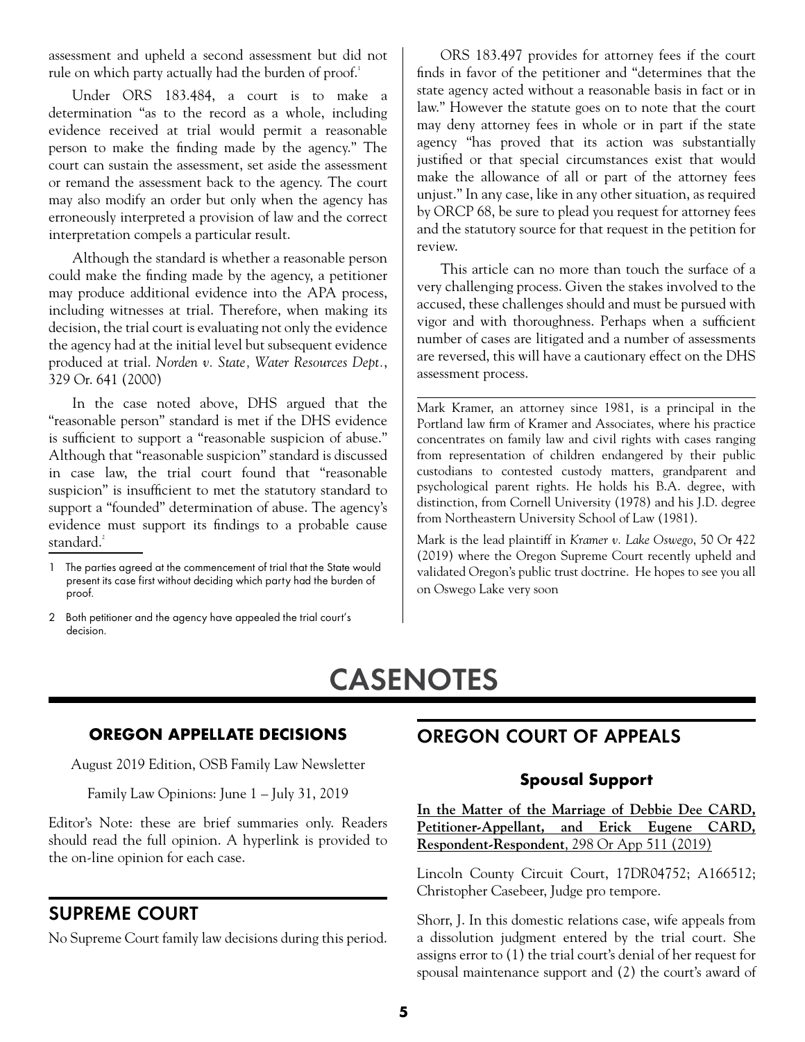assessment and upheld a second assessment but did not rule on which party actually had the burden of proof.[1]

Under ORS 183.484, a court is to make a determination "as to the record as a whole, including evidence received at trial would permit a reasonable person to make the finding made by the agency." The court can sustain the assessment, set aside the assessment or remand the assessment back to the agency. The court may also modify an order but only when the agency has erroneously interpreted a provision of law and the correct interpretation compels a particular result.

Although the standard is whether a reasonable person could make the finding made by the agency, a petitioner may produce additional evidence into the APA process, including witnesses at trial. Therefore, when making its decision, the trial court is evaluating not only the evidence the agency had at the initial level but subsequent evidence produced at trial. *Norden v. State, Water Resources Dept.*, 329 Or. 641 (2000)

In the case noted above, DHS argued that the "reasonable person" standard is met if the DHS evidence is sufficient to support a "reasonable suspicion of abuse." Although that "reasonable suspicion" standard is discussed in case law, the trial court found that "reasonable suspicion" is insufficient to met the statutory standard to support a "founded" determination of abuse. The agency's evidence must support its findings to a probable cause standard.[2]

1 The parties agreed at the commencement of trial that the State would present its case first without deciding which party had the burden of proof.

2 Both petitioner and the agency have appealed the trial court's decision.

ORS 183.497 provides for attorney fees if the court finds in favor of the petitioner and "determines that the state agency acted without a reasonable basis in fact or in law." However the statute goes on to note that the court may deny attorney fees in whole or in part if the state agency "has proved that its action was substantially justified or that special circumstances exist that would make the allowance of all or part of the attorney fees unjust." In any case, like in any other situation, as required by ORCP 68, be sure to plead you request for attorney fees and the statutory source for that request in the petition for review.

This article can no more than touch the surface of a very challenging process. Given the stakes involved to the accused, these challenges should and must be pursued with vigor and with thoroughness. Perhaps when a sufficient number of cases are litigated and a number of assessments are reversed, this will have a cautionary effect on the DHS assessment process.

---

Mark Kramer, an attorney since 1981, is a principal in the Portland law firm of Kramer and Associates, where his practice concentrates on family law and civil rights with cases ranging from representation of children endangered by their public custodians to contested custody matters, grandparent and psychological parent rights. He holds his B.A. degree, with distinction, from Cornell University (1978) and his J.D. degree from Northeastern University School of Law (1981).

Mark is the lead plaintiff in *Kramer v. Lake Oswego*, 50 Or 422 (2019) where the Oregon Supreme Court recently upheld and validated Oregon's public trust doctrine. He hopes to see you all on Oswego Lake very soon

# CASENOTES

### OREGON APPELLATE DECISIONS

August 2019 Edition, OSB Family Law Newsletter

Family Law Opinions: June 1 – July 31, 2019

Editor's Note: these are brief summaries only. Readers should read the full opinion. A hyperlink is provided to the on-line opinion for each case.

## SUPREME COURT

No Supreme Court family law decisions during this period.

## OREGON COURT OF APPEALS

### Spousal Support

**In the Matter of the Marriage of Debbie Dee CARD, Petitioner-Appellant, and Erick Eugene CARD, Respondent-Respondent**, 298 Or App 511 (2019)

Lincoln County Circuit Court, 17DR04752; A166512; Christopher Casebeer, Judge pro tempore.

Shorr, J. In this domestic relations case, wife appeals from a dissolution judgment entered by the trial court. She assigns error to (1) the trial court's denial of her request for spousal maintenance support and (2) the court's award of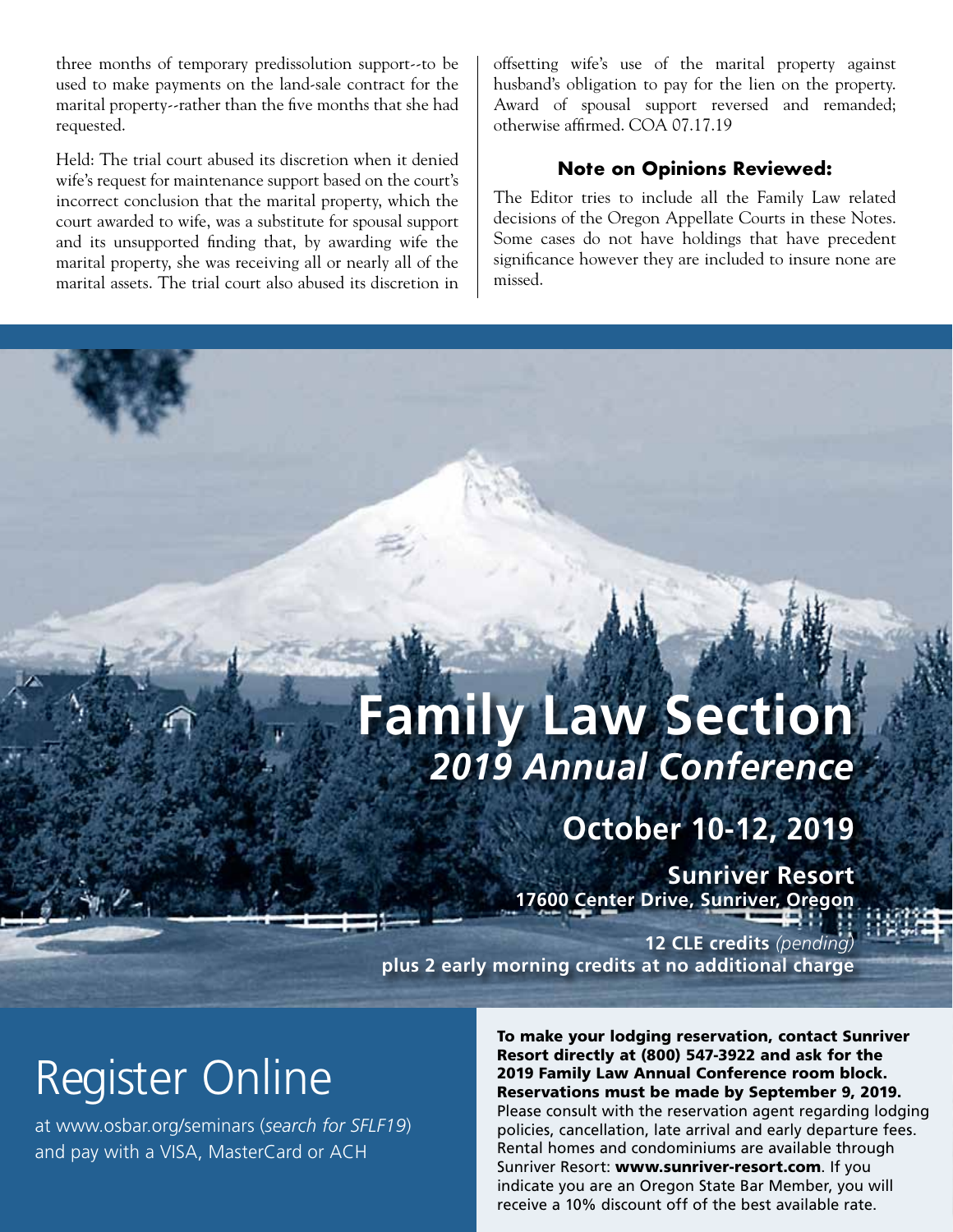three months of temporary predissolution support--to be used to make payments on the land-sale contract for the marital property--rather than the five months that she had requested.

Held: The trial court abused its discretion when it denied wife's request for maintenance support based on the court's incorrect conclusion that the marital property, which the court awarded to wife, was a substitute for spousal support and its unsupported finding that, by awarding wife the marital property, she was receiving all or nearly all of the marital assets. The trial court also abused its discretion in offsetting wife's use of the marital property against husband's obligation to pay for the lien on the property. Award of spousal support reversed and remanded; otherwise affirmed. COA 07.17.19

### Note on Opinions Reviewed:

The Editor tries to include all the Family Law related decisions of the Oregon Appellate Courts in these Notes. Some cases do not have holdings that have precedent significance however they are included to insure none are missed.

# Family Law Section

## *2019 Annual Conference*

**October 10-12, 2019**

**Sunriver Resort**
**17600 Center Drive, Sunriver, Oregon**

**12 CLE credits** *(pending)*
**plus 2 early morning credits at no additional charge**

# Register Online

at www.osbar.org/seminars (*search for SFLF19*) and pay with a VISA, MasterCard or ACH

**To make your lodging reservation, contact Sunriver Resort directly at (800) 547-3922 and ask for the 2019 Family Law Annual Conference room block. Reservations must be made by September 9, 2019.** Please consult with the reservation agent regarding lodging policies, cancellation, late arrival and early departure fees. Rental homes and condominiums are available through Sunriver Resort: **www.sunriver-resort.com**. If you indicate you are an Oregon State Bar Member, you will receive a 10% discount off of the best available rate.